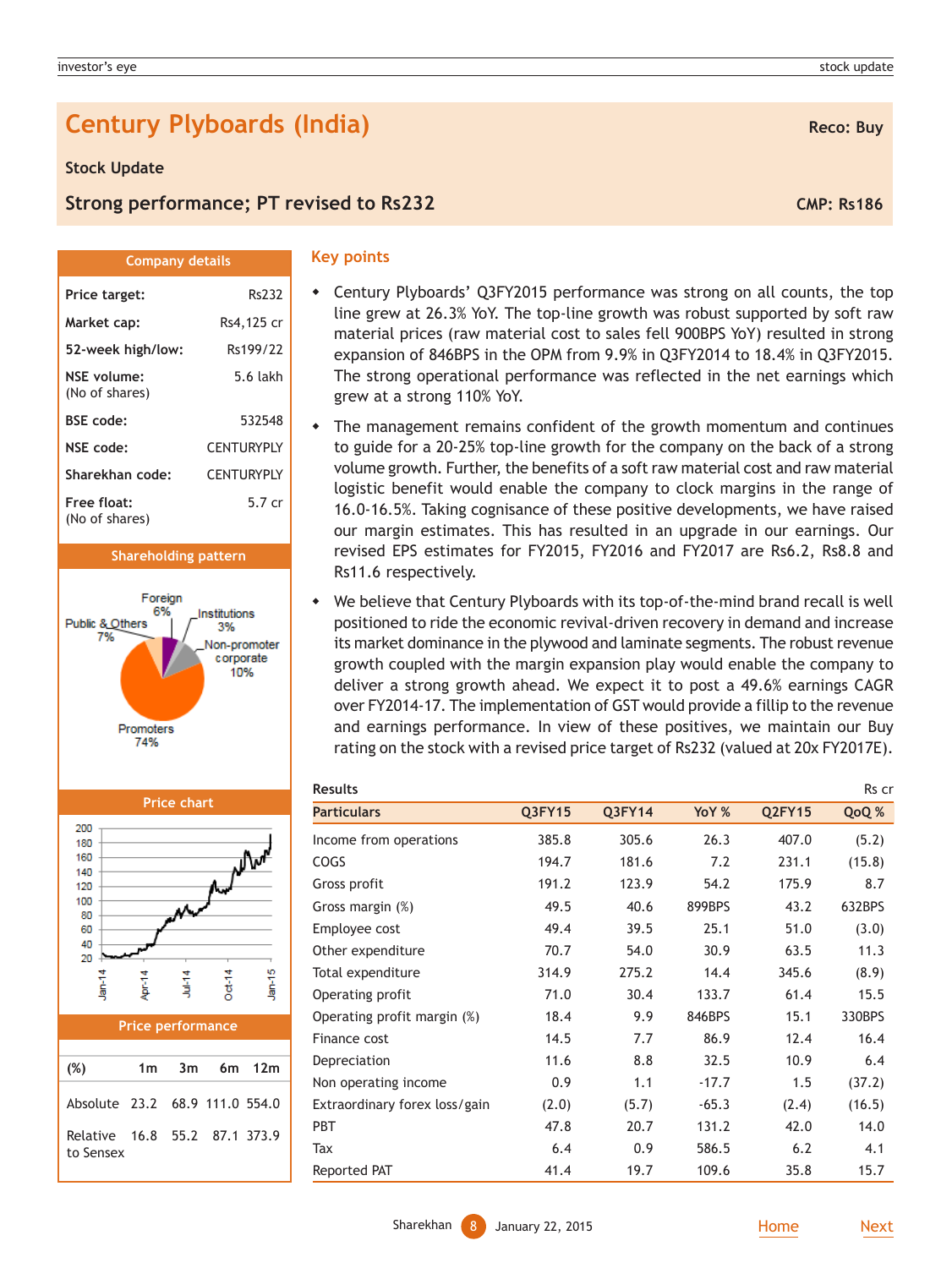# Century Plyboards (India)

**Reco: Buy**

**Stock Update**

**Strong performance; PT revised to Rs232**

**CMP: Rs186**

## Company details

| | |
|---|---|
| **Price target:** | Rs232 |
| **Market cap:** | Rs4,125 cr |
| **52-week high/low:** | Rs199/22 |
| **NSE volume:** (No of shares) | 5.6 lakh |
| **BSE code:** | 532548 |
| **NSE code:** | CENTURYPLY |
| **Sharekhan code:** | CENTURYPLY |
| **Free float:** (No of shares) | 5.7 cr |

## Shareholding pattern

| Category | % |
|---|---|
| Foreign | 6% |
| Institutions | 3% |
| Non-promoter corporate | 10% |
| Promoters | 74% |
| Public & Others | 7% |

## Price chart

## Price performance

| (%) | 1m | 3m | 6m | 12m |
|---|---|---|---|---|
| Absolute | 23.2 | 68.9 | 111.0 | 554.0 |
| Relative to Sensex | 16.8 | 55.2 | 87.1 | 373.9 |

## Key points

- Century Plyboards' Q3FY2015 performance was strong on all counts, the top line grew at 26.3% YoY. The top-line growth was robust supported by soft raw material prices (raw material cost to sales fell 900BPS YoY) resulted in strong expansion of 846BPS in the OPM from 9.9% in Q3FY2014 to 18.4% in Q3FY2015. The strong operational performance was reflected in the net earnings which grew at a strong 110% YoY.
- The management remains confident of the growth momentum and continues to guide for a 20-25% top-line growth for the company on the back of a strong volume growth. Further, the benefits of a soft raw material cost and raw material logistic benefit would enable the company to clock margins in the range of 16.0-16.5%. Taking cognisance of these positive developments, we have raised our margin estimates. This has resulted in an upgrade in our earnings. Our revised EPS estimates for FY2015, FY2016 and FY2017 are Rs6.2, Rs8.8 and Rs11.6 respectively.
- We believe that Century Plyboards with its top-of-the-mind brand recall is well positioned to ride the economic revival-driven recovery in demand and increase its market dominance in the plywood and laminate segments. The robust revenue growth coupled with the margin expansion play would enable the company to deliver a strong growth ahead. We expect it to post a 49.6% earnings CAGR over FY2014-17. The implementation of GST would provide a fillip to the revenue and earnings performance. In view of these positives, we maintain our Buy rating on the stock with a revised price target of Rs232 (valued at 20x FY2017E).

**Results** (Rs cr)

| Particulars | Q3FY15 | Q3FY14 | YoY % | Q2FY15 | QoQ % |
|---|---|---|---|---|---|
| Income from operations | 385.8 | 305.6 | 26.3 | 407.0 | (5.2) |
| COGS | 194.7 | 181.6 | 7.2 | 231.1 | (15.8) |
| Gross profit | 191.2 | 123.9 | 54.2 | 175.9 | 8.7 |
| Gross margin (%) | 49.5 | 40.6 | 899BPS | 43.2 | 632BPS |
| Employee cost | 49.4 | 39.5 | 25.1 | 51.0 | (3.0) |
| Other expenditure | 70.7 | 54.0 | 30.9 | 63.5 | 11.3 |
| Total expenditure | 314.9 | 275.2 | 14.4 | 345.6 | (8.9) |
| Operating profit | 71.0 | 30.4 | 133.7 | 61.4 | 15.5 |
| Operating profit margin (%) | 18.4 | 9.9 | 846BPS | 15.1 | 330BPS |
| Finance cost | 14.5 | 7.7 | 86.9 | 12.4 | 16.4 |
| Depreciation | 11.6 | 8.8 | 32.5 | 10.9 | 6.4 |
| Non operating income | 0.9 | 1.1 | -17.7 | 1.5 | (37.2) |
| Extraordinary forex loss/gain | (2.0) | (5.7) | -65.3 | (2.4) | (16.5) |
| PBT | 47.8 | 20.7 | 131.2 | 42.0 | 14.0 |
| Tax | 6.4 | 0.9 | 586.5 | 6.2 | 4.1 |
| Reported PAT | 41.4 | 19.7 | 109.6 | 35.8 | 15.7 |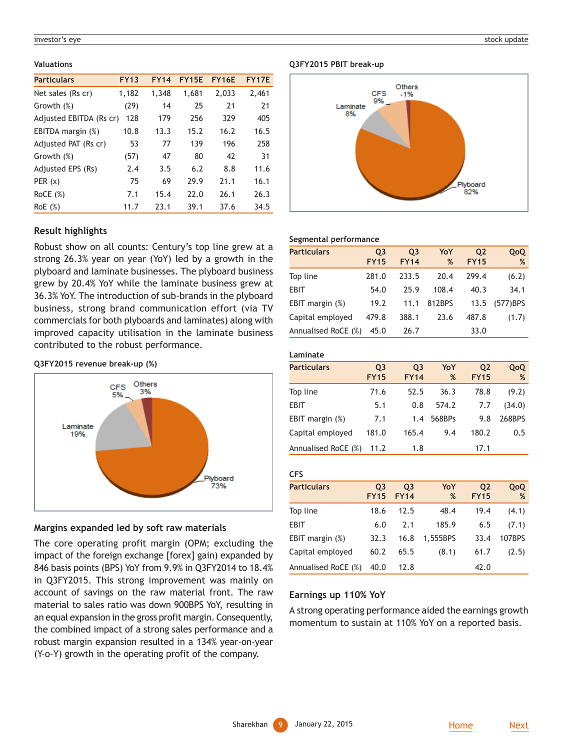### Valuations

| Particulars | FY13 | FY14 | FY15E | FY16E | FY17E |
|---|---|---|---|---|---|
| Net sales (Rs cr) | 1,182 | 1,348 | 1,681 | 2,033 | 2,461 |
| Growth (%) | (29) | 14 | 25 | 21 | 21 |
| Adjusted EBITDA (Rs cr) | 128 | 179 | 256 | 329 | 405 |
| EBITDA margin (%) | 10.8 | 13.3 | 15.2 | 16.2 | 16.5 |
| Adjusted PAT (Rs cr) | 53 | 77 | 139 | 196 | 258 |
| Growth (%) | (57) | 47 | 80 | 42 | 31 |
| Adjusted EPS (Rs) | 2.4 | 3.5 | 6.2 | 8.8 | 11.6 |
| PER (x) | 75 | 69 | 29.9 | 21.1 | 16.1 |
| RoCE (%) | 7.1 | 15.4 | 22.0 | 26.1 | 26.3 |
| RoE (%) | 11.7 | 23.1 | 39.1 | 37.6 | 34.5 |

### Result highlights

Robust show on all counts: Century's top line grew at a strong 26.3% year on year (YoY) led by a growth in the plyboard and laminate businesses. The plyboard business grew by 20.4% YoY while the laminate business grew at 36.3% YoY. The introduction of sub-brands in the plyboard business, strong brand communication effort (via TV commercials for both plyboards and laminates) along with improved capacity utilisation in the laminate business contributed to the robust performance.

**Q3FY2015 revenue break-up (%)**

Plyboard 73%; Laminate 19%; CFS 5%; Others 3%

### Margins expanded led by soft raw materials

The core operating profit margin (OPM; excluding the impact of the foreign exchange [forex] gain) expanded by 846 basis points (BPS) YoY from 9.9% in Q3FY2014 to 18.4% in Q3FY2015. This strong improvement was mainly on account of savings on the raw material front. The raw material to sales ratio was down 900BPS YoY, resulting in an equal expansion in the gross profit margin. Consequently, the combined impact of a strong sales performance and a robust margin expansion resulted in a 134% year-on-year (Y-o-Y) growth in the operating profit of the company.

**Q3FY2015 PBIT break-up**

Plyboard 82%; Laminate 8%; CFS 9%; Others -1%

### Segmental performance

| Particulars | Q3 FY15 | Q3 FY14 | YoY % | Q2 FY15 | QoQ % |
|---|---|---|---|---|---|
| Top line | 281.0 | 233.5 | 20.4 | 299.4 | (6.2) |
| EBIT | 54.0 | 25.9 | 108.4 | 40.3 | 34.1 |
| EBIT margin (%) | 19.2 | 11.1 | 812BPS | 13.5 | (577)BPS |
| Capital employed | 479.8 | 388.1 | 23.6 | 487.8 | (1.7) |
| Annualised RoCE (%) | 45.0 | 26.7 | | 33.0 | |

### Laminate

| Particulars | Q3 FY15 | Q3 FY14 | YoY % | Q2 FY15 | QoQ % |
|---|---|---|---|---|---|
| Top line | 71.6 | 52.5 | 36.3 | 78.8 | (9.2) |
| EBIT | 5.1 | 0.8 | 574.2 | 7.7 | (34.0) |
| EBIT margin (%) | 7.1 | 1.4 | 568BPs | 9.8 | 268BPS |
| Capital employed | 181.0 | 165.4 | 9.4 | 180.2 | 0.5 |
| Annualised RoCE (%) | 11.2 | 1.8 | | 17.1 | |

### CFS

| Particulars | Q3 FY15 | Q3 FY14 | YoY % | Q2 FY15 | QoQ % |
|---|---|---|---|---|---|
| Top line | 18.6 | 12.5 | 48.4 | 19.4 | (4.1) |
| EBIT | 6.0 | 2.1 | 185.9 | 6.5 | (7.1) |
| EBIT margin (%) | 32.3 | 16.8 | 1,555BPS | 33.4 | 107BPS |
| Capital employed | 60.2 | 65.5 | (8.1) | 61.7 | (2.5) |
| Annualised RoCE (%) | 40.0 | 12.8 | | 42.0 | |

### Earnings up 110% YoY

A strong operating performance aided the earnings growth momentum to sustain at 110% YoY on a reported basis.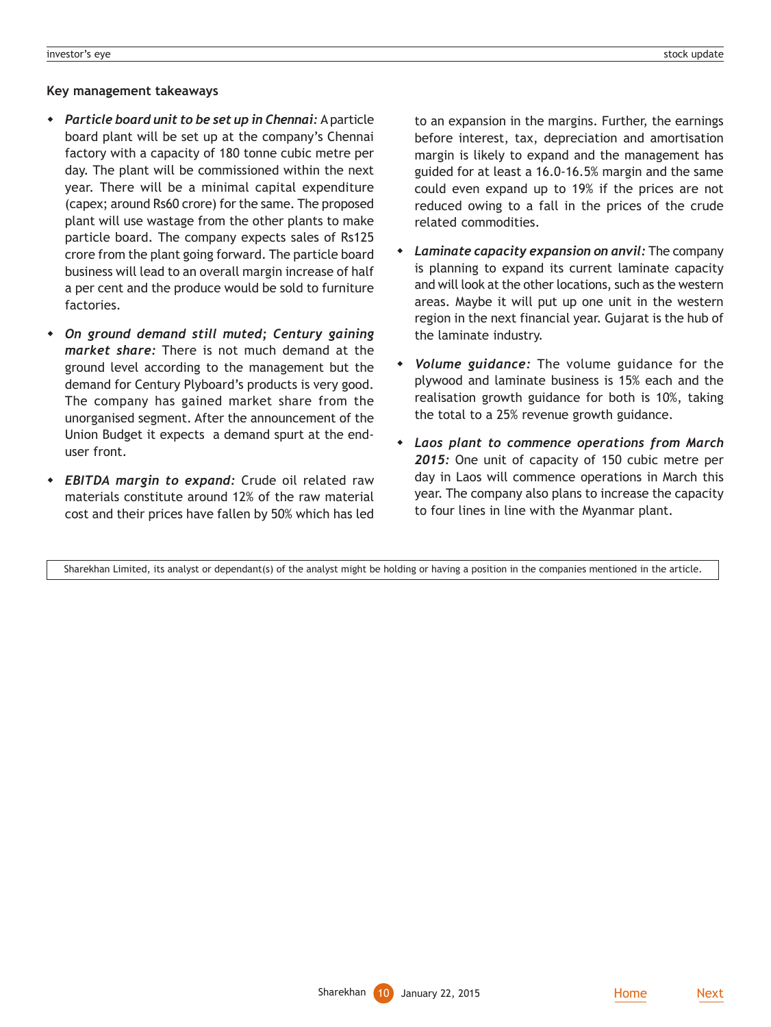### Key management takeaways

- ***Particle board unit to be set up in Chennai:*** A particle board plant will be set up at the company's Chennai factory with a capacity of 180 tonne cubic metre per day. The plant will be commissioned within the next year. There will be a minimal capital expenditure (capex; around Rs60 crore) for the same. The proposed plant will use wastage from the other plants to make particle board. The company expects sales of Rs125 crore from the plant going forward. The particle board business will lead to an overall margin increase of half a per cent and the produce would be sold to furniture factories.

- ***On ground demand still muted; Century gaining market share:*** There is not much demand at the ground level according to the management but the demand for Century Plyboard's products is very good. The company has gained market share from the unorganised segment. After the announcement of the Union Budget it expects a demand spurt at the end-user front.

- ***EBITDA margin to expand:*** Crude oil related raw materials constitute around 12% of the raw material cost and their prices have fallen by 50% which has led to an expansion in the margins. Further, the earnings before interest, tax, depreciation and amortisation margin is likely to expand and the management has guided for at least a 16.0-16.5% margin and the same could even expand up to 19% if the prices are not reduced owing to a fall in the prices of the crude related commodities.

- ***Laminate capacity expansion on anvil:*** The company is planning to expand its current laminate capacity and will look at the other locations, such as the western areas. Maybe it will put up one unit in the western region in the next financial year. Gujarat is the hub of the laminate industry.

- ***Volume guidance:*** The volume guidance for the plywood and laminate business is 15% each and the realisation growth guidance for both is 10%, taking the total to a 25% revenue growth guidance.

- ***Laos plant to commence operations from March 2015:*** One unit of capacity of 150 cubic metre per day in Laos will commence operations in March this year. The company also plans to increase the capacity to four lines in line with the Myanmar plant.

Sharekhan Limited, its analyst or dependant(s) of the analyst might be holding or having a position in the companies mentioned in the article.